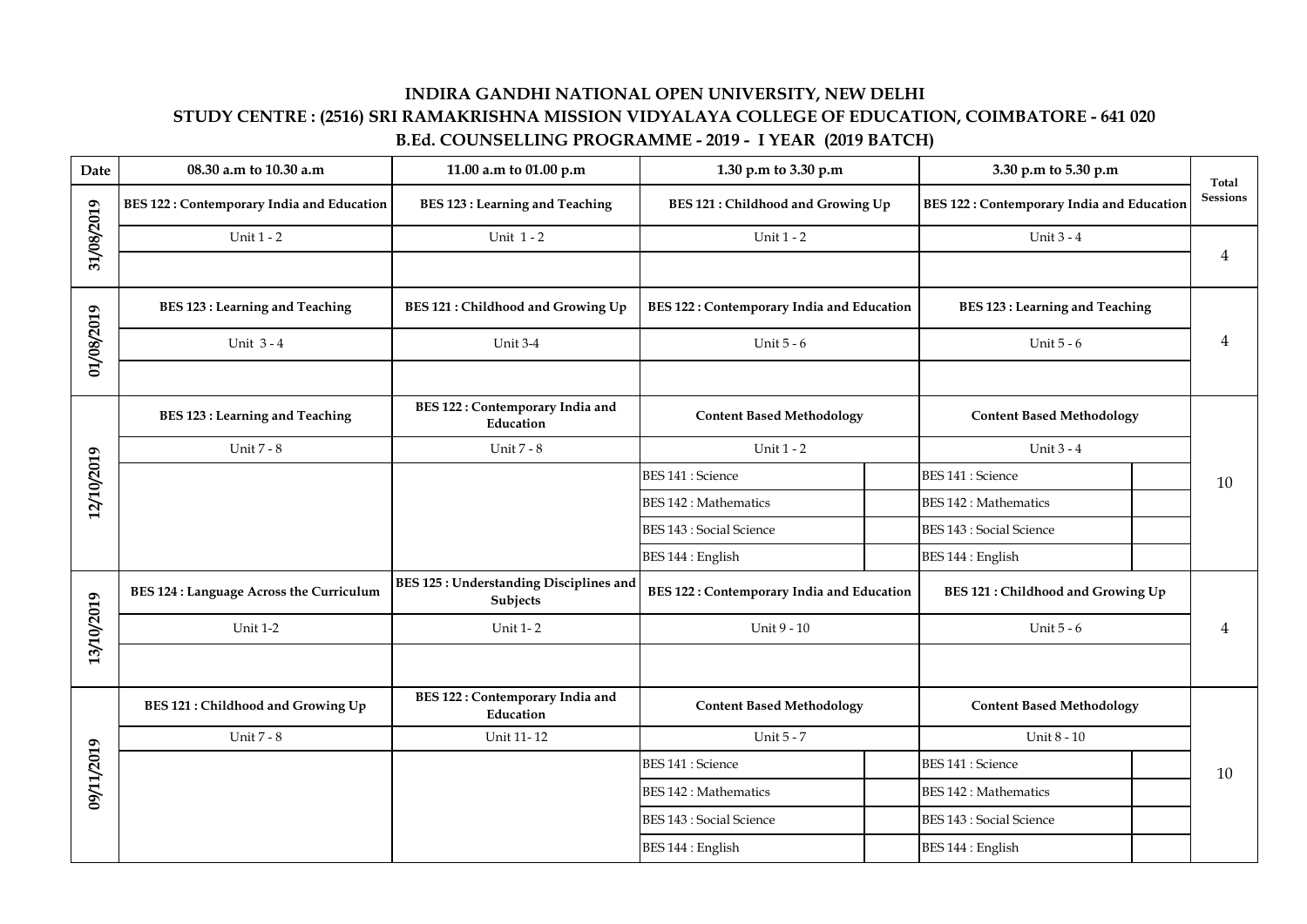# INDIRA GANDHI NATIONAL OPEN UNIVERSITY, NEW DELHI

## STUDY CENTRE : (2516) SRI RAMAKRISHNA MISSION VIDYALAYA COLLEGE OF EDUCATION, COIMBATORE - 641 020

### B.Ed. COUNSELLING PROGRAMME - 2019 - I YEAR (2019 BATCH)

| Date | 08.30 a.m to 10.30 a.m | 11.00 a.m to 01.00 p.m | 1.30 p.m to 3.30 p.m | | 3.30 p.m to 5.30 p.m | | Total Sessions |
|---|---|---|---|---|---|---|---|
| 31/08/2019 | **BES 122 : Contemporary India and Education** | **BES 123 : Learning and Teaching** | **BES 121 : Childhood and Growing Up** | | **BES 122 : Contemporary India and Education** | | |
| | Unit 1 - 2 | Unit 1 - 2 | Unit 1 - 2 | | Unit 3 - 4 | | 4 |
| 01/08/2019 | **BES 123 : Learning and Teaching** | **BES 121 : Childhood and Growing Up** | **BES 122 : Contemporary India and Education** | | **BES 123 : Learning and Teaching** | | |
| | Unit 3 - 4 | Unit 3-4 | Unit 5 - 6 | | Unit 5 - 6 | | 4 |
| 12/10/2019 | **BES 123 : Learning and Teaching** | **BES 122 : Contemporary India and Education** | **Content Based Methodology** | | **Content Based Methodology** | | |
| | Unit 7 - 8 | Unit 7 - 8 | Unit 1 - 2 | | Unit 3 - 4 | | |
| | | | BES 141 : Science | | BES 141 : Science | | 10 |
| | | | BES 142 : Mathematics | | BES 142 : Mathematics | | |
| | | | BES 143 : Social Science | | BES 143 : Social Science | | |
| | | | BES 144 : English | | BES 144 : English | | |
| 13/10/2019 | **BES 124 : Language Across the Curriculum** | **BES 125 : Understanding Disciplines and Subjects** | **BES 122 : Contemporary India and Education** | | **BES 121 : Childhood and Growing Up** | | |
| | Unit 1-2 | Unit 1- 2 | Unit 9 - 10 | | Unit 5 - 6 | | 4 |
| 09/11/2019 | **BES 121 : Childhood and Growing Up** | **BES 122 : Contemporary India and Education** | **Content Based Methodology** | | **Content Based Methodology** | | |
| | Unit 7 - 8 | Unit 11- 12 | Unit 5 - 7 | | Unit 8 - 10 | | |
| | | | BES 141 : Science | | BES 141 : Science | | 10 |
| | | | BES 142 : Mathematics | | BES 142 : Mathematics | | |
| | | | BES 143 : Social Science | | BES 143 : Social Science | | |
| | | | BES 144 : English | | BES 144 : English | | |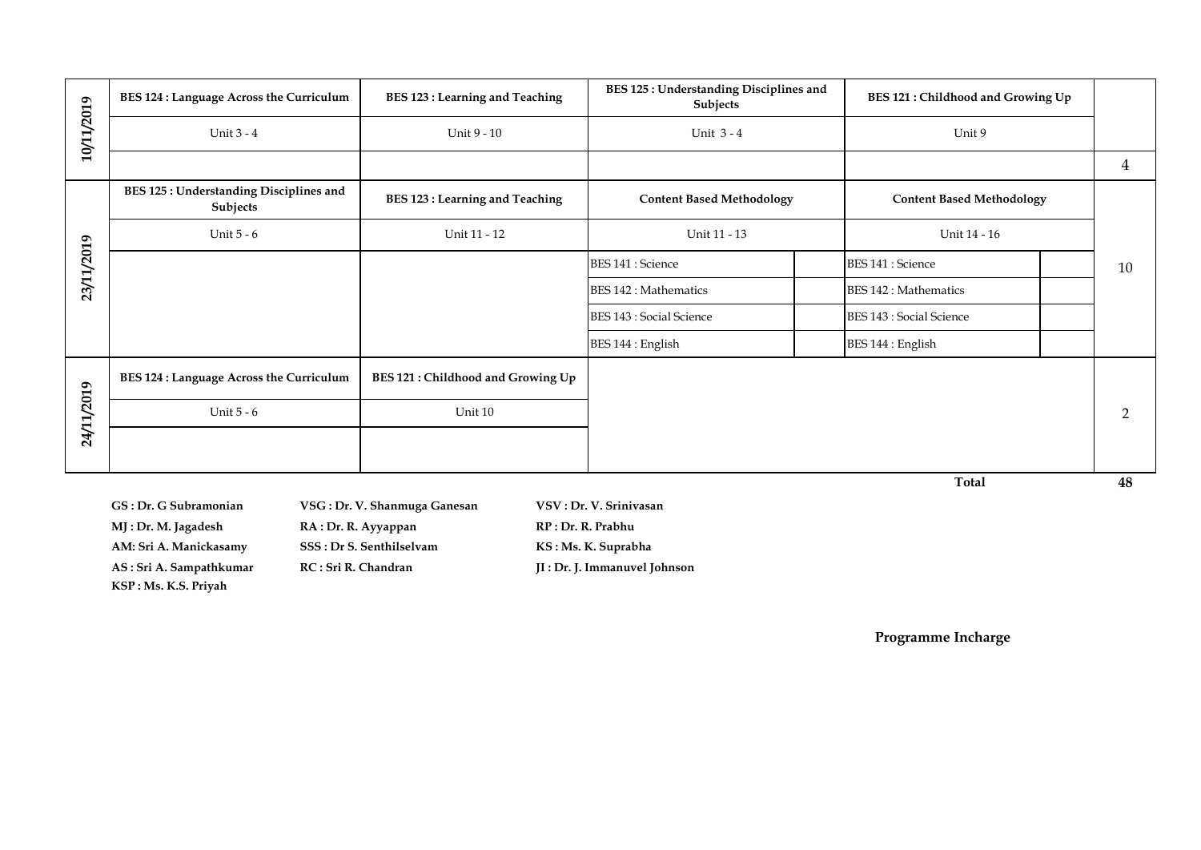| | | | | | | | |
|---|---|---|---|---|---|---|---|
| 10/11/2019 | BES 124 : Language Across the Curriculum | BES 123 : Learning and Teaching | BES 125 : Understanding Disciplines and Subjects | | BES 121 : Childhood and Growing Up | | |
| | Unit 3 - 4 | Unit 9 - 10 | Unit 3 - 4 | | Unit 9 | | |
| | | | | | | | 4 |
| 23/11/2019 | BES 125 : Understanding Disciplines and Subjects | BES 123 : Learning and Teaching | Content Based Methodology | | Content Based Methodology | | |
| | Unit 5 - 6 | Unit 11 - 12 | Unit 11 - 13 | | Unit 14 - 16 | | |
| | | | BES 141 : Science | | BES 141 : Science | | 10 |
| | | | BES 142 : Mathematics | | BES 142 : Mathematics | | |
| | | | BES 143 : Social Science | | BES 143 : Social Science | | |
| | | | BES 144 : English | | BES 144 : English | | |
| 24/11/2019 | BES 124 : Language Across the Curriculum | BES 121 : Childhood and Growing Up | | | | | |
| | Unit 5 - 6 | Unit 10 | | | | | 2 |
| | | | | | | | |
| | | | | | Total | | 48 |

**GS : Dr. G Subramonian**
**MJ : Dr. M. Jagadesh**
**AM: Sri A. Manickasamy**
**AS : Sri A. Sampathkumar**
**KSP : Ms. K.S. Priyah**

**VSG : Dr. V. Shanmuga Ganesan**
**RA : Dr. R. Ayyappan**
**SSS : Dr S. Senthilselvam**
**RC : Sri R. Chandran**

**VSV : Dr. V. Srinivasan**
**RP : Dr. R. Prabhu**
**KS : Ms. K. Suprabha**
**JI : Dr. J. Immanuvel Johnson**

**Programme Incharge**